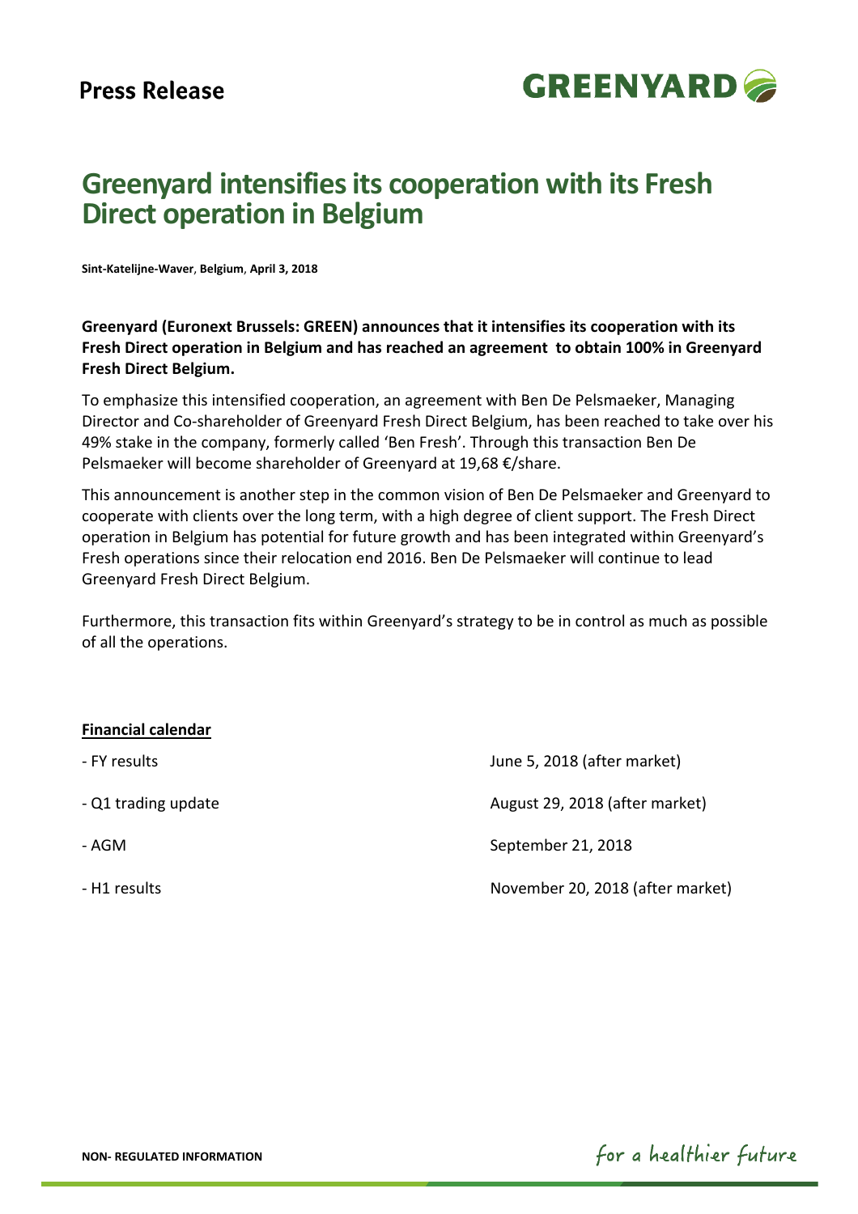**Press Release**

# Greenyard intensifies its cooperation with its Fresh Direct operation in Belgium

**Sint-Katelijne-Waver**, **Belgium**, **April 3, 2018**

**Greenyard (Euronext Brussels: GREEN) announces that it intensifies its cooperation with its Fresh Direct operation in Belgium and has reached an agreement to obtain 100% in Greenyard Fresh Direct Belgium.**

To emphasize this intensified cooperation, an agreement with Ben De Pelsmaeker, Managing Director and Co-shareholder of Greenyard Fresh Direct Belgium, has been reached to take over his 49% stake in the company, formerly called 'Ben Fresh'. Through this transaction Ben De Pelsmaeker will become shareholder of Greenyard at 19,68 €/share.

This announcement is another step in the common vision of Ben De Pelsmaeker and Greenyard to cooperate with clients over the long term, with a high degree of client support. The Fresh Direct operation in Belgium has potential for future growth and has been integrated within Greenyard's Fresh operations since their relocation end 2016. Ben De Pelsmaeker will continue to lead Greenyard Fresh Direct Belgium.

Furthermore, this transaction fits within Greenyard's strategy to be in control as much as possible of all the operations.

**Financial calendar**

| | |
|---|---|
| - FY results | June 5, 2018 (after market) |
| - Q1 trading update | August 29, 2018 (after market) |
| - AGM | September 21, 2018 |
| - H1 results | November 20, 2018 (after market) |

**NON- REGULATED INFORMATION**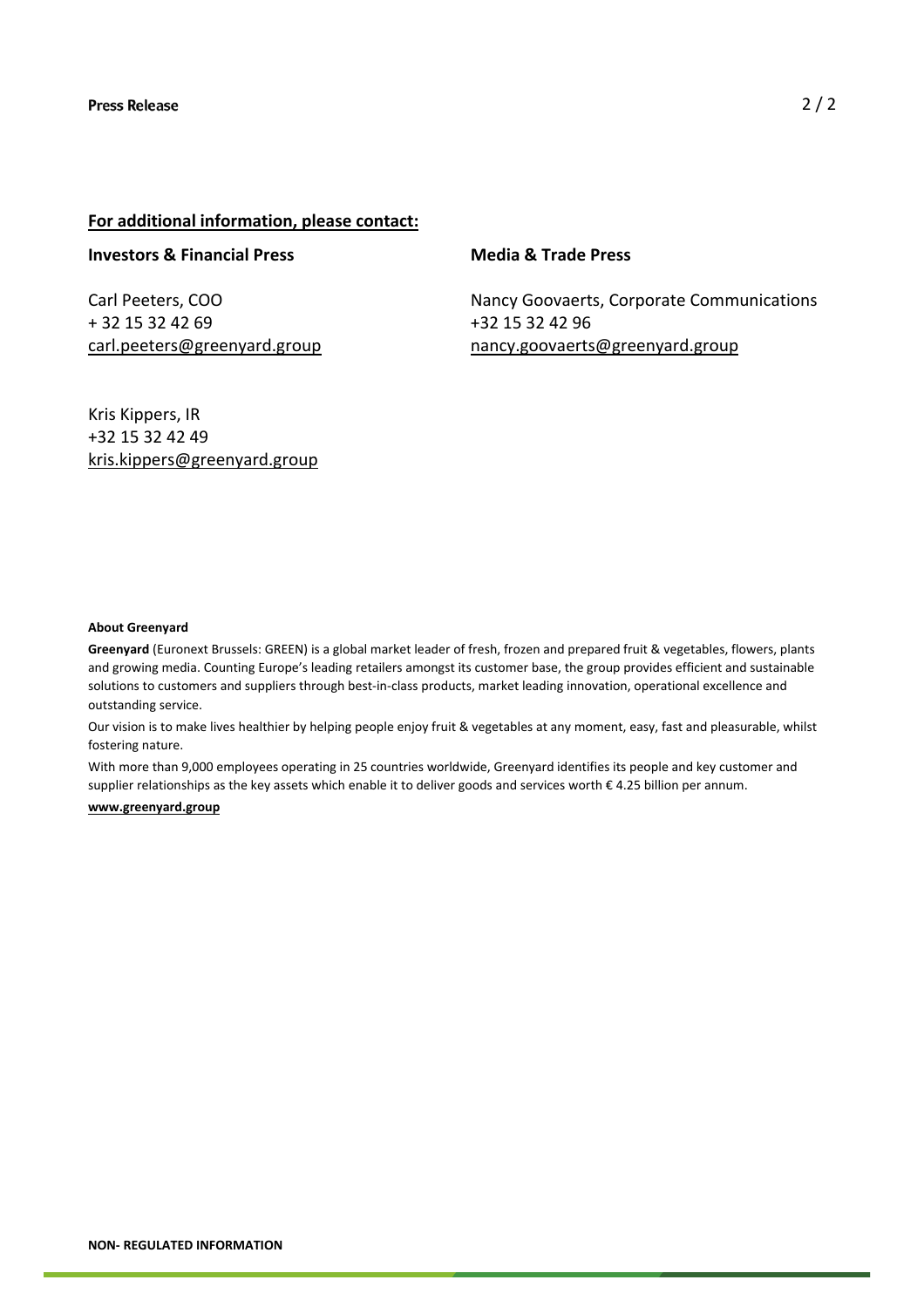**For additional information, please contact:**

**Investors & Financial Press**

Carl Peeters, COO
+ 32 15 32 42 69
carl.peeters@greenyard.group

Kris Kippers, IR
+32 15 32 42 49
kris.kippers@greenyard.group

**Media & Trade Press**

Nancy Goovaerts, Corporate Communications
+32 15 32 42 96
nancy.goovaerts@greenyard.group

**About Greenyard**

**Greenyard** (Euronext Brussels: GREEN) is a global market leader of fresh, frozen and prepared fruit & vegetables, flowers, plants and growing media. Counting Europe's leading retailers amongst its customer base, the group provides efficient and sustainable solutions to customers and suppliers through best-in-class products, market leading innovation, operational excellence and outstanding service.

Our vision is to make lives healthier by helping people enjoy fruit & vegetables at any moment, easy, fast and pleasurable, whilst fostering nature.

With more than 9,000 employees operating in 25 countries worldwide, Greenyard identifies its people and key customer and supplier relationships as the key assets which enable it to deliver goods and services worth € 4.25 billion per annum.

**www.greenyard.group**

**NON- REGULATED INFORMATION**